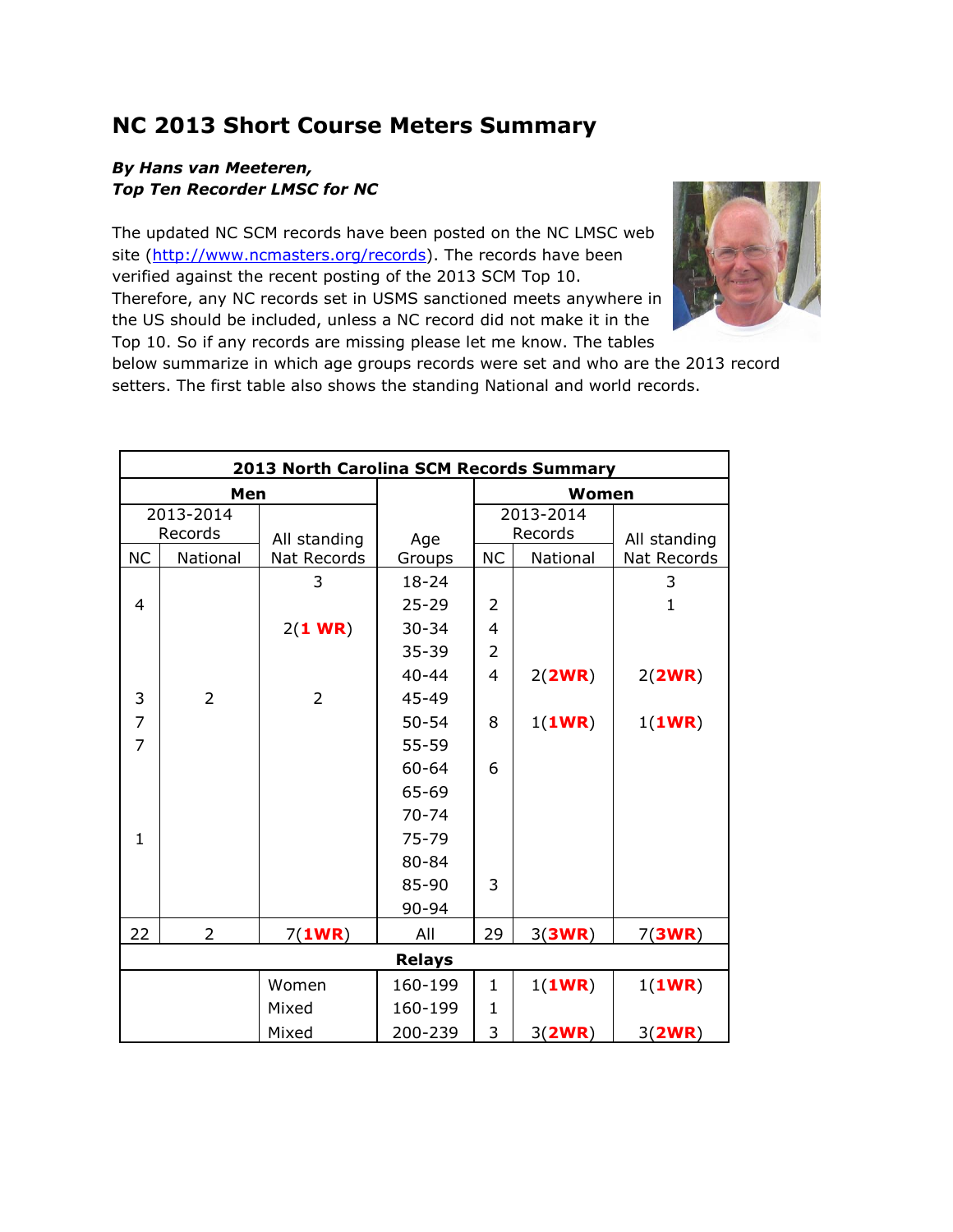# NC 2013 Short Course Meters Summary

***By Hans van Meeteren,***
***Top Ten Recorder LMSC for NC***

The updated NC SCM records have been posted on the NC LMSC web site (http://www.ncmasters.org/records). The records have been verified against the recent posting of the 2013 SCM Top 10. Therefore, any NC records set in USMS sanctioned meets anywhere in the US should be included, unless a NC record did not make it in the Top 10. So if any records are missing please let me know. The tables below summarize in which age groups records were set and who are the 2013 record setters. The first table also shows the standing National and world records.

| **2013 North Carolina SCM Records Summary** | | | | | | |
|---|---|---|---|---|---|---|
| **Men** | | | | **Women** | | |
| 2013-2014 Records | | All standing Nat Records | Age Groups | 2013-2014 Records | | All standing Nat Records |
| NC | National | | | NC | National | |
| | | 3 | 18-24 | | | 3 |
| 4 | | | 25-29 | 2 | | 1 |
| | | 2(**1 WR**) | 30-34 | 4 | | |
| | | | 35-39 | 2 | | |
| | | | 40-44 | 4 | 2(**2WR**) | 2(**2WR**) |
| 3 | 2 | 2 | 45-49 | | | |
| 7 | | | 50-54 | 8 | 1(**1WR**) | 1(**1WR**) |
| 7 | | | 55-59 | | | |
| | | | 60-64 | 6 | | |
| | | | 65-69 | | | |
| | | | 70-74 | | | |
| 1 | | | 75-79 | | | |
| | | | 80-84 | | | |
| | | | 85-90 | 3 | | |
| | | | 90-94 | | | |
| 22 | 2 | 7(**1WR**) | All | 29 | 3(**3WR**) | 7(**3WR**) |
| **Relays** | | | | | | |
| | | Women | 160-199 | 1 | 1(**1WR**) | 1(**1WR**) |
| | | Mixed | 160-199 | 1 | | |
| | | Mixed | 200-239 | 3 | 3(**2WR**) | 3(**2WR**) |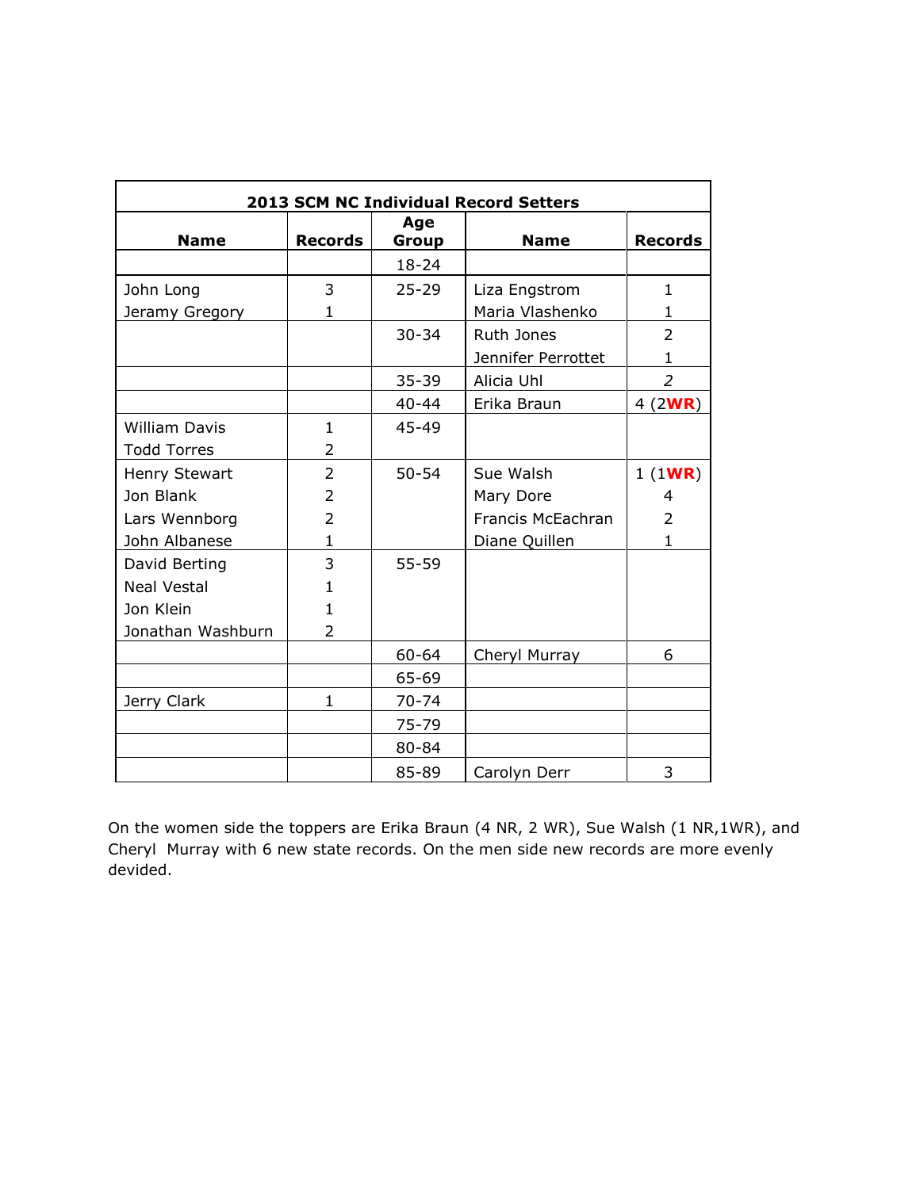| 2013 SCM NC Individual Record Setters | | | | |
|---|---|---|---|---|
| **Name** | **Records** | **Age Group** | **Name** | **Records** |
| | | 18-24 | | |
| John Long | 3 | 25-29 | Liza Engstrom | 1 |
| Jeramy Gregory | 1 | | Maria Vlashenko | 1 |
| | | 30-34 | Ruth Jones | 2 |
| | | | Jennifer Perrottet | 1 |
| | | 35-39 | Alicia Uhl | *2* |
| | | 40-44 | Erika Braun | 4 (2**WR**) |
| William Davis | 1 | 45-49 | | |
| Todd Torres | 2 | | | |
| Henry Stewart | 2 | 50-54 | Sue Walsh | 1 (1**WR**) |
| Jon Blank | 2 | | Mary Dore | 4 |
| Lars Wennborg | 2 | | Francis McEachran | 2 |
| John Albanese | 1 | | Diane Quillen | 1 |
| David Berting | 3 | 55-59 | | |
| Neal Vestal | 1 | | | |
| Jon Klein | 1 | | | |
| Jonathan Washburn | 2 | | | |
| | | 60-64 | Cheryl Murray | 6 |
| | | 65-69 | | |
| Jerry Clark | 1 | 70-74 | | |
| | | 75-79 | | |
| | | 80-84 | | |
| | | 85-89 | Carolyn Derr | 3 |

On the women side the toppers are Erika Braun (4 NR, 2 WR), Sue Walsh (1 NR,1WR), and Cheryl Murray with 6 new state records. On the men side new records are more evenly devided.